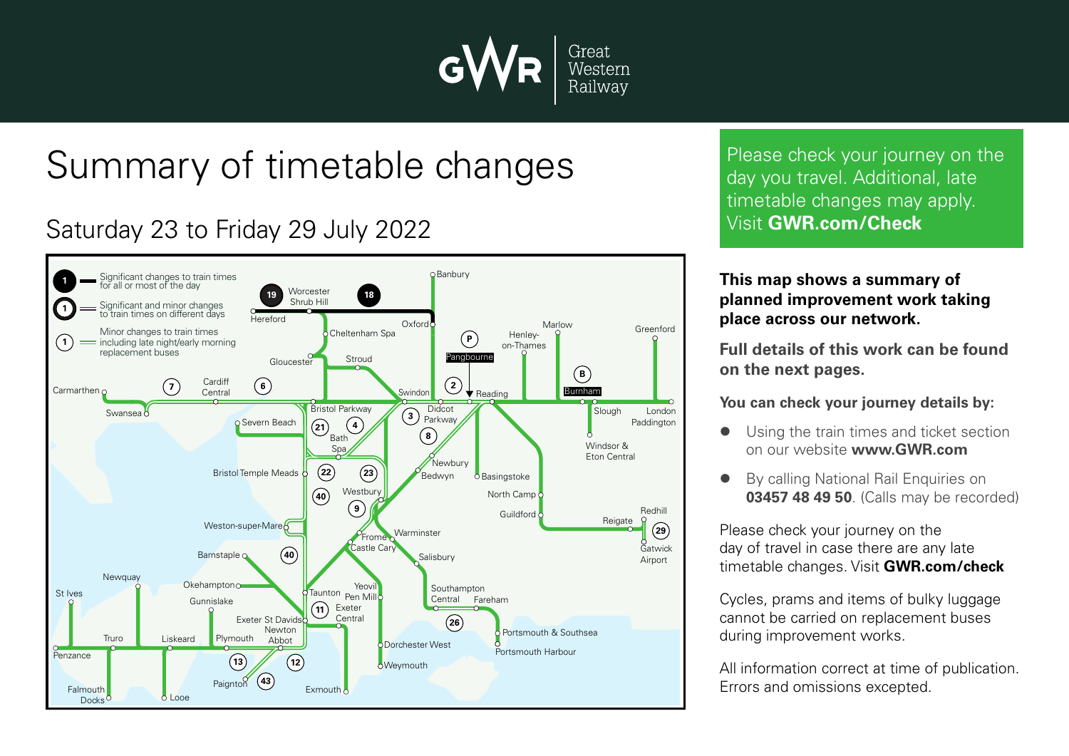Great Western Railway

# Summary of timetable changes

## Saturday 23 to Friday 29 July 2022

Significant changes to train times for all or most of the day

Significant and minor changes to train times on different days

Minor changes to train times including late night/early morning replacement buses

Please check your journey on the day you travel. Additional, late timetable changes may apply. Visit **GWR.com/Check**

**This map shows a summary of planned improvement work taking place across our network.**

**Full details of this work can be found on the next pages.**

**You can check your journey details by:**

- Using the train times and ticket section on our website **www.GWR.com**
- By calling National Rail Enquiries on **03457 48 49 50**. (Calls may be recorded)

Please check your journey on the day of travel in case there are any late timetable changes. Visit **GWR.com/check**

Cycles, prams and items of bulky luggage cannot be carried on replacement buses during improvement works.

All information correct at time of publication. Errors and omissions excepted.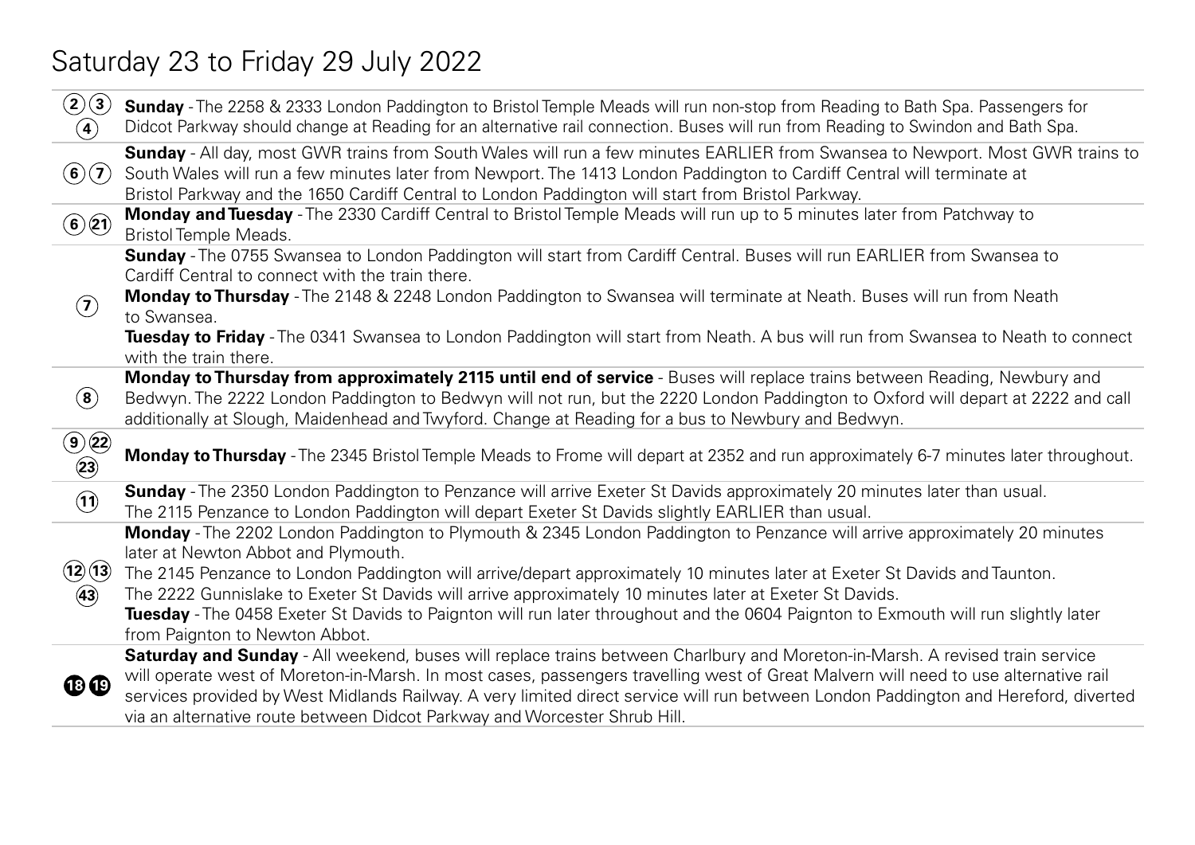# Saturday 23 to Friday 29 July 2022

| Ref | Details |
| --- | --- |
| (2) (3) (4) | **Sunday** - The 2258 & 2333 London Paddington to Bristol Temple Meads will run non-stop from Reading to Bath Spa. Passengers for Didcot Parkway should change at Reading for an alternative rail connection. Buses will run from Reading to Swindon and Bath Spa. |
| (6) (7) | **Sunday** - All day, most GWR trains from South Wales will run a few minutes EARLIER from Swansea to Newport. Most GWR trains to South Wales will run a few minutes later from Newport. The 1413 London Paddington to Cardiff Central will terminate at Bristol Parkway and the 1650 Cardiff Central to London Paddington will start from Bristol Parkway. |
| (6) (21) | **Monday and Tuesday** - The 2330 Cardiff Central to Bristol Temple Meads will run up to 5 minutes later from Patchway to Bristol Temple Meads. |
| (7) | **Sunday** - The 0755 Swansea to London Paddington will start from Cardiff Central. Buses will run EARLIER from Swansea to Cardiff Central to connect with the train there.<br>**Monday to Thursday** - The 2148 & 2248 London Paddington to Swansea will terminate at Neath. Buses will run from Neath to Swansea.<br>**Tuesday to Friday** - The 0341 Swansea to London Paddington will start from Neath. A bus will run from Swansea to Neath to connect with the train there. |
| (8) | **Monday to Thursday from approximately 2115 until end of service** - Buses will replace trains between Reading, Newbury and Bedwyn. The 2222 London Paddington to Bedwyn will not run, but the 2220 London Paddington to Oxford will depart at 2222 and call additionally at Slough, Maidenhead and Twyford. Change at Reading for a bus to Newbury and Bedwyn. |
| (9) (22) (23) | **Monday to Thursday** - The 2345 Bristol Temple Meads to Frome will depart at 2352 and run approximately 6-7 minutes later throughout. |
| (11) | **Sunday** - The 2350 London Paddington to Penzance will arrive Exeter St Davids approximately 20 minutes later than usual.<br>The 2115 Penzance to London Paddington will depart Exeter St Davids slightly EARLIER than usual. |
| (12) (13) (43) | **Monday** - The 2202 London Paddington to Plymouth & 2345 London Paddington to Penzance will arrive approximately 20 minutes later at Newton Abbot and Plymouth.<br>The 2145 Penzance to London Paddington will arrive/depart approximately 10 minutes later at Exeter St Davids and Taunton.<br>The 2222 Gunnislake to Exeter St Davids will arrive approximately 10 minutes later at Exeter St Davids.<br>**Tuesday** - The 0458 Exeter St Davids to Paignton will run later throughout and the 0604 Paignton to Exmouth will run slightly later from Paignton to Newton Abbot. |
| (18) (19) | **Saturday and Sunday** - All weekend, buses will replace trains between Charlbury and Moreton-in-Marsh. A revised train service will operate west of Moreton-in-Marsh. In most cases, passengers travelling west of Great Malvern will need to use alternative rail services provided by West Midlands Railway. A very limited direct service will run between London Paddington and Hereford, diverted via an alternative route between Didcot Parkway and Worcester Shrub Hill. |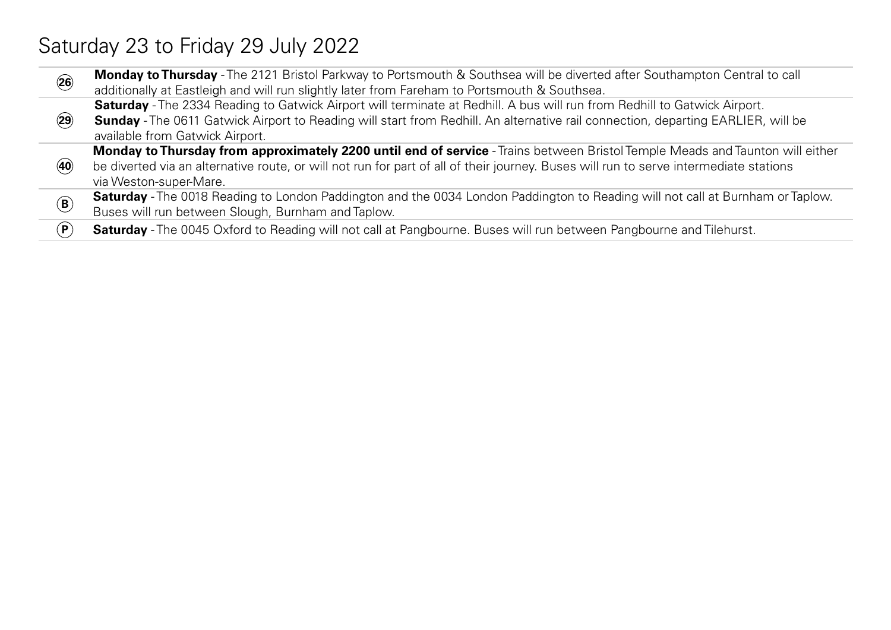# Saturday 23 to Friday 29 July 2022

| | |
|---|---|
| (26) | **Monday to Thursday** - The 2121 Bristol Parkway to Portsmouth & Southsea will be diverted after Southampton Central to call additionally at Eastleigh and will run slightly later from Fareham to Portsmouth & Southsea. |
| (29) | **Saturday** - The 2334 Reading to Gatwick Airport will terminate at Redhill. A bus will run from Redhill to Gatwick Airport. **Sunday** - The 0611 Gatwick Airport to Reading will start from Redhill. An alternative rail connection, departing EARLIER, will be available from Gatwick Airport. |
| (40) | **Monday to Thursday from approximately 2200 until end of service** - Trains between Bristol Temple Meads and Taunton will either be diverted via an alternative route, or will not run for part of all of their journey. Buses will run to serve intermediate stations via Weston-super-Mare. |
| (B) | **Saturday** - The 0018 Reading to London Paddington and the 0034 London Paddington to Reading will not call at Burnham or Taplow. Buses will run between Slough, Burnham and Taplow. |
| (P) | **Saturday** - The 0045 Oxford to Reading will not call at Pangbourne. Buses will run between Pangbourne and Tilehurst. |